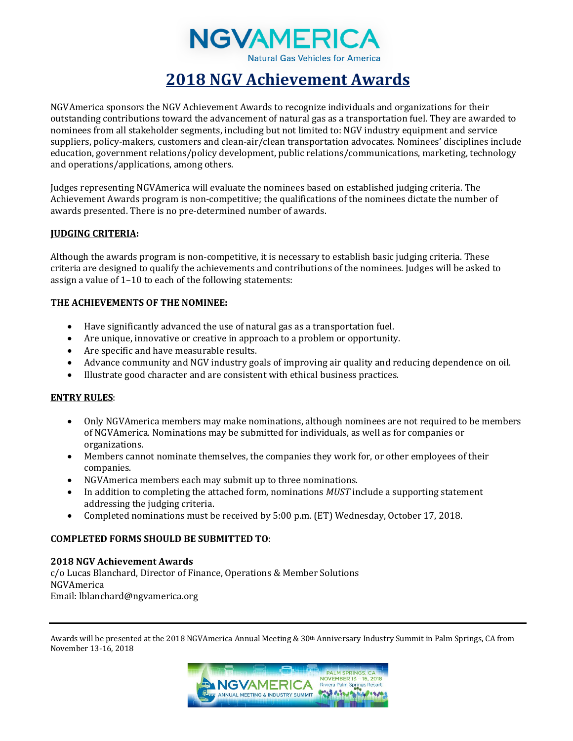NGVAMERICA

Natural Gas Vehicles for America

# 2018 NGV Achievement Awards

NGVAmerica sponsors the NGV Achievement Awards to recognize individuals and organizations for their outstanding contributions toward the advancement of natural gas as a transportation fuel. They are awarded to nominees from all stakeholder segments, including but not limited to: NGV industry equipment and service suppliers, policy-makers, customers and clean-air/clean transportation advocates. Nominees' disciplines include education, government relations/policy development, public relations/communications, marketing, technology and operations/applications, among others.

Judges representing NGVAmerica will evaluate the nominees based on established judging criteria. The Achievement Awards program is non-competitive; the qualifications of the nominees dictate the number of awards presented. There is no pre-determined number of awards.

**JUDGING CRITERIA:**

Although the awards program is non-competitive, it is necessary to establish basic judging criteria. These criteria are designed to qualify the achievements and contributions of the nominees. Judges will be asked to assign a value of 1–10 to each of the following statements:

**THE ACHIEVEMENTS OF THE NOMINEE:**

- Have significantly advanced the use of natural gas as a transportation fuel.
- Are unique, innovative or creative in approach to a problem or opportunity.
- Are specific and have measurable results.
- Advance community and NGV industry goals of improving air quality and reducing dependence on oil.
- Illustrate good character and are consistent with ethical business practices.

**ENTRY RULES**:

- Only NGVAmerica members may make nominations, although nominees are not required to be members of NGVAmerica. Nominations may be submitted for individuals, as well as for companies or organizations.
- Members cannot nominate themselves, the companies they work for, or other employees of their companies.
- NGVAmerica members each may submit up to three nominations.
- In addition to completing the attached form, nominations *MUST* include a supporting statement addressing the judging criteria.
- Completed nominations must be received by 5:00 p.m. (ET) Wednesday, October 17, 2018.

**COMPLETED FORMS SHOULD BE SUBMITTED TO**:

**2018 NGV Achievement Awards**
c/o Lucas Blanchard, Director of Finance, Operations & Member Solutions
NGVAmerica
Email: lblanchard@ngvamerica.org

---

Awards will be presented at the 2018 NGVAmerica Annual Meeting & 30th Anniversary Industry Summit in Palm Springs, CA from November 13-16, 2018

NGVAMERICA ANNUAL MEETING & INDUSTRY SUMMIT
PALM SPRINGS, CA
NOVEMBER 13 – 16, 2018
Riviera Palm Springs Resort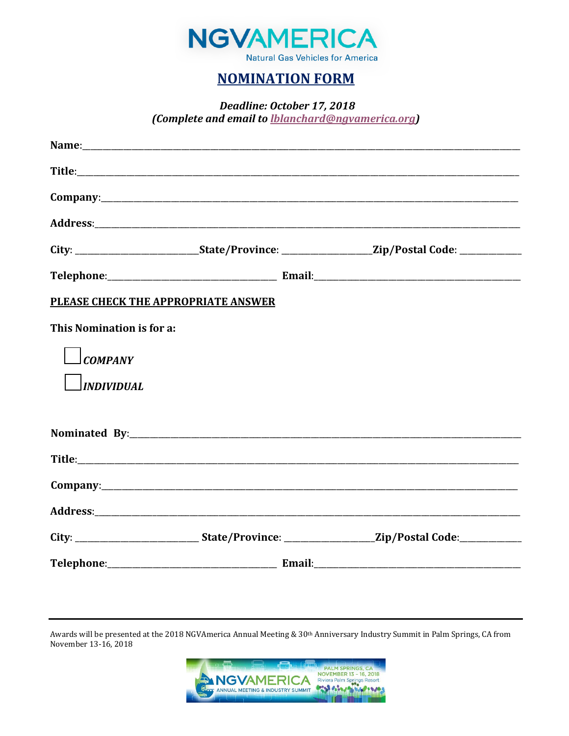# NOMINATION FORM

***Deadline: October 17, 2018***
***(Complete and email to lblanchard@ngvamerica.org)***

**Name**:\_\_\_\_\_\_\_\_\_\_\_\_\_\_\_\_\_\_\_\_\_\_\_\_\_\_\_\_\_\_\_\_\_\_\_\_\_\_\_\_\_\_\_\_\_\_\_\_\_\_\_\_\_\_\_\_\_\_\_\_

**Title**:\_\_\_\_\_\_\_\_\_\_\_\_\_\_\_\_\_\_\_\_\_\_\_\_\_\_\_\_\_\_\_\_\_\_\_\_\_\_\_\_\_\_\_\_\_\_\_\_\_\_\_\_\_\_\_\_\_\_\_\_

**Company**:\_\_\_\_\_\_\_\_\_\_\_\_\_\_\_\_\_\_\_\_\_\_\_\_\_\_\_\_\_\_\_\_\_\_\_\_\_\_\_\_\_\_\_\_\_\_\_\_\_\_\_\_\_\_\_\_

**Address**:\_\_\_\_\_\_\_\_\_\_\_\_\_\_\_\_\_\_\_\_\_\_\_\_\_\_\_\_\_\_\_\_\_\_\_\_\_\_\_\_\_\_\_\_\_\_\_\_\_\_\_\_\_\_\_\_

**City**: \_\_\_\_\_\_\_\_\_\_\_\_\_\_\_\_\_\_\_\_ **State/Province**: \_\_\_\_\_\_\_\_\_\_\_\_\_\_\_\_ **Zip/Postal Code**: \_\_\_\_\_\_\_\_\_\_\_\_

**Telephone**:\_\_\_\_\_\_\_\_\_\_\_\_\_\_\_\_\_\_\_\_\_\_\_\_\_\_\_\_ **Email**:\_\_\_\_\_\_\_\_\_\_\_\_\_\_\_\_\_\_\_\_\_\_\_\_\_\_\_\_\_\_\_\_\_

**PLEASE CHECK THE APPROPRIATE ANSWER**

**This Nomination is for a:**

☐ ***COMPANY***

☐ ***INDIVIDUAL***

**Nominated By**:\_\_\_\_\_\_\_\_\_\_\_\_\_\_\_\_\_\_\_\_\_\_\_\_\_\_\_\_\_\_\_\_\_\_\_\_\_\_\_\_\_\_\_\_\_\_\_\_\_\_\_\_\_\_

**Title**:\_\_\_\_\_\_\_\_\_\_\_\_\_\_\_\_\_\_\_\_\_\_\_\_\_\_\_\_\_\_\_\_\_\_\_\_\_\_\_\_\_\_\_\_\_\_\_\_\_\_\_\_\_\_\_\_\_\_\_\_

**Company**:\_\_\_\_\_\_\_\_\_\_\_\_\_\_\_\_\_\_\_\_\_\_\_\_\_\_\_\_\_\_\_\_\_\_\_\_\_\_\_\_\_\_\_\_\_\_\_\_\_\_\_\_\_\_\_\_

**Address**:\_\_\_\_\_\_\_\_\_\_\_\_\_\_\_\_\_\_\_\_\_\_\_\_\_\_\_\_\_\_\_\_\_\_\_\_\_\_\_\_\_\_\_\_\_\_\_\_\_\_\_\_\_\_\_\_

**City**: \_\_\_\_\_\_\_\_\_\_\_\_\_\_\_\_\_\_\_\_ **State/Province**: \_\_\_\_\_\_\_\_\_\_\_\_\_\_\_\_ **Zip/Postal Code**:\_\_\_\_\_\_\_\_\_\_\_\_

**Telephone**:\_\_\_\_\_\_\_\_\_\_\_\_\_\_\_\_\_\_\_\_\_\_\_\_\_\_\_\_ **Email**:\_\_\_\_\_\_\_\_\_\_\_\_\_\_\_\_\_\_\_\_\_\_\_\_\_\_\_\_\_\_\_\_\_

---

Awards will be presented at the 2018 NGVAmerica Annual Meeting & 30th Anniversary Industry Summit in Palm Springs, CA from November 13-16, 2018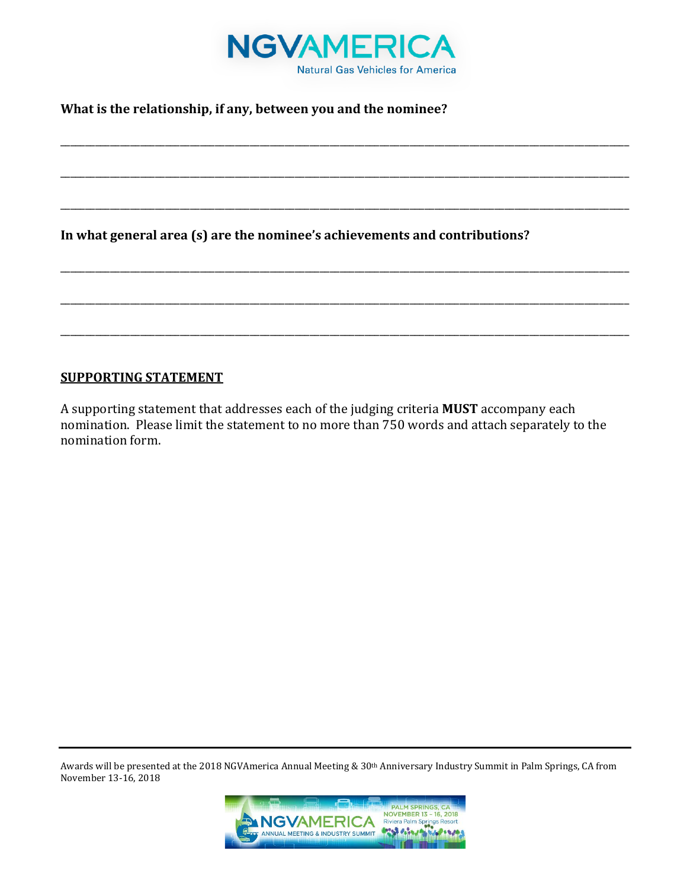**What is the relationship, if any, between you and the nominee?**

\_\_\_\_\_\_\_\_\_\_\_\_\_\_\_\_\_\_\_\_\_\_\_\_\_\_\_\_\_\_\_\_\_\_\_\_\_\_\_\_\_\_\_\_\_\_\_\_\_\_\_\_\_\_\_\_\_\_\_\_\_\_\_\_\_\_\_\_\_\_\_\_\_\_\_\_\_\_\_\_

\_\_\_\_\_\_\_\_\_\_\_\_\_\_\_\_\_\_\_\_\_\_\_\_\_\_\_\_\_\_\_\_\_\_\_\_\_\_\_\_\_\_\_\_\_\_\_\_\_\_\_\_\_\_\_\_\_\_\_\_\_\_\_\_\_\_\_\_\_\_\_\_\_\_\_\_\_\_\_\_

\_\_\_\_\_\_\_\_\_\_\_\_\_\_\_\_\_\_\_\_\_\_\_\_\_\_\_\_\_\_\_\_\_\_\_\_\_\_\_\_\_\_\_\_\_\_\_\_\_\_\_\_\_\_\_\_\_\_\_\_\_\_\_\_\_\_\_\_\_\_\_\_\_\_\_\_\_\_\_\_

**In what general area (s) are the nominee's achievements and contributions?**

\_\_\_\_\_\_\_\_\_\_\_\_\_\_\_\_\_\_\_\_\_\_\_\_\_\_\_\_\_\_\_\_\_\_\_\_\_\_\_\_\_\_\_\_\_\_\_\_\_\_\_\_\_\_\_\_\_\_\_\_\_\_\_\_\_\_\_\_\_\_\_\_\_\_\_\_\_\_\_\_

\_\_\_\_\_\_\_\_\_\_\_\_\_\_\_\_\_\_\_\_\_\_\_\_\_\_\_\_\_\_\_\_\_\_\_\_\_\_\_\_\_\_\_\_\_\_\_\_\_\_\_\_\_\_\_\_\_\_\_\_\_\_\_\_\_\_\_\_\_\_\_\_\_\_\_\_\_\_\_\_

\_\_\_\_\_\_\_\_\_\_\_\_\_\_\_\_\_\_\_\_\_\_\_\_\_\_\_\_\_\_\_\_\_\_\_\_\_\_\_\_\_\_\_\_\_\_\_\_\_\_\_\_\_\_\_\_\_\_\_\_\_\_\_\_\_\_\_\_\_\_\_\_\_\_\_\_\_\_\_\_

## SUPPORTING STATEMENT

A supporting statement that addresses each of the judging criteria **MUST** accompany each nomination. Please limit the statement to no more than 750 words and attach separately to the nomination form.

Awards will be presented at the 2018 NGVAmerica Annual Meeting & 30th Anniversary Industry Summit in Palm Springs, CA from November 13-16, 2018